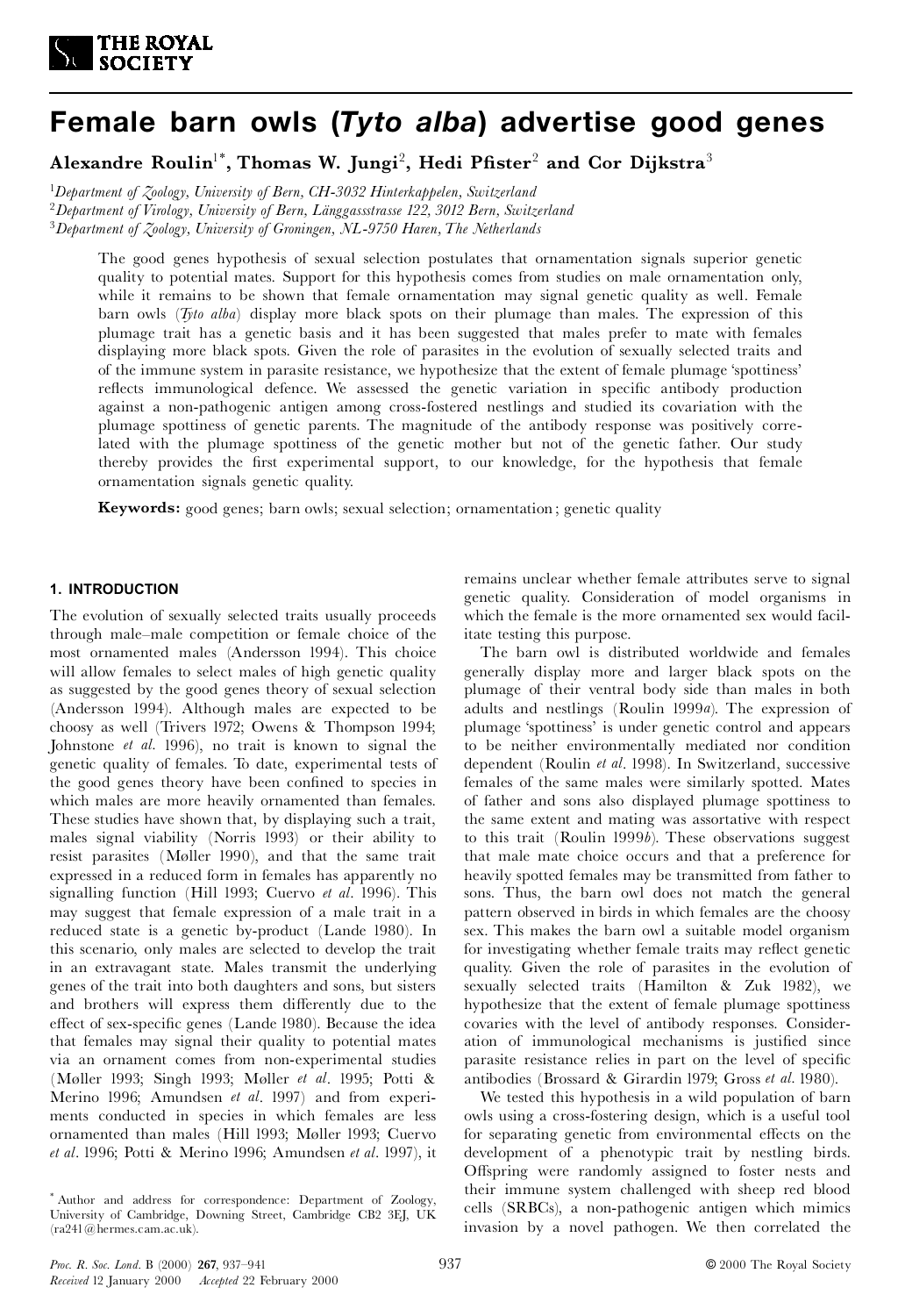# Female barn owls (*Tyto alba*) advertise good genes

**Alexandre Roulin[1]*, Thomas W. Jungi[2], Hedi Pfister[2] and Cor Dijkstra[3]**

[1]*Department of Zoology, University of Bern, CH-3032 Hinterkappelen, Switzerland*
[2]*Department of Virology, University of Bern, Länggassstrasse 122, 3012 Bern, Switzerland*
[3]*Department of Zoology, University of Groningen, NL-9750 Haren, The Netherlands*

The good genes hypothesis of sexual selection postulates that ornamentation signals superior genetic quality to potential mates. Support for this hypothesis comes from studies on male ornamentation only, while it remains to be shown that female ornamentation may signal genetic quality as well. Female barn owls (*Tyto alba*) display more black spots on their plumage than males. The expression of this plumage trait has a genetic basis and it has been suggested that males prefer to mate with females displaying more black spots. Given the role of parasites in the evolution of sexually selected traits and of the immune system in parasite resistance, we hypothesize that the extent of female plumage 'spottiness' reflects immunological defence. We assessed the genetic variation in specific antibody production against a non-pathogenic antigen among cross-fostered nestlings and studied its covariation with the plumage spottiness of genetic parents. The magnitude of the antibody response was positively correlated with the plumage spottiness of the genetic mother but not of the genetic father. Our study thereby provides the first experimental support, to our knowledge, for the hypothesis that female ornamentation signals genetic quality.

**Keywords:** good genes; barn owls; sexual selection; ornamentation; genetic quality

## 1. INTRODUCTION

The evolution of sexually selected traits usually proceeds through male–male competition or female choice of the most ornamented males (Andersson 1994). This choice will allow females to select males of high genetic quality as suggested by the good genes theory of sexual selection (Andersson 1994). Although males are expected to be choosy as well (Trivers 1972; Owens & Thompson 1994; Johnstone *et al.* 1996), no trait is known to signal the genetic quality of females. To date, experimental tests of the good genes theory have been confined to species in which males are more heavily ornamented than females. These studies have shown that, by displaying such a trait, males signal viability (Norris 1993) or their ability to resist parasites (Møller 1990), and that the same trait expressed in a reduced form in females has apparently no signalling function (Hill 1993; Cuervo *et al.* 1996). This may suggest that female expression of a male trait in a reduced state is a genetic by-product (Lande 1980). In this scenario, only males are selected to develop the trait in an extravagant state. Males transmit the underlying genes of the trait into both daughters and sons, but sisters and brothers will express them differently due to the effect of sex-specific genes (Lande 1980). Because the idea that females may signal their quality to potential mates via an ornament comes from non-experimental studies (Møller 1993; Singh 1993; Møller *et al.* 1995; Potti & Merino 1996; Amundsen *et al.* 1997) and from experiments conducted in species in which females are less ornamented than males (Hill 1993; Møller 1993; Cuervo *et al.* 1996; Potti & Merino 1996; Amundsen *et al.* 1997), it remains unclear whether female attributes serve to signal genetic quality. Consideration of model organisms in which the female is the more ornamented sex would facilitate testing this purpose.

The barn owl is distributed worldwide and females generally display more and larger black spots on the plumage of their ventral body side than males in both adults and nestlings (Roulin 1999*a*). The expression of plumage 'spottiness' is under genetic control and appears to be neither environmentally mediated nor condition dependent (Roulin *et al.* 1998). In Switzerland, successive females of the same males were similarly spotted. Mates of father and sons also displayed plumage spottiness to the same extent and mating was assortative with respect to this trait (Roulin 1999*b*). These observations suggest that male mate choice occurs and that a preference for heavily spotted females may be transmitted from father to sons. Thus, the barn owl does not match the general pattern observed in birds in which females are the choosy sex. This makes the barn owl a suitable model organism for investigating whether female traits may reflect genetic quality. Given the role of parasites in the evolution of sexually selected traits (Hamilton & Zuk 1982), we hypothesize that the extent of female plumage spottiness covaries with the level of antibody responses. Consideration of immunological mechanisms is justified since parasite resistance relies in part on the level of specific antibodies (Brossard & Girardin 1979; Gross *et al.* 1980).

We tested this hypothesis in a wild population of barn owls using a cross-fostering design, which is a useful tool for separating genetic from environmental effects on the development of a phenotypic trait by nestling birds. Offspring were randomly assigned to foster nests and their immune system challenged with sheep red blood cells (SRBCs), a non-pathogenic antigen which mimics invasion by a novel pathogen. We then correlated the

*Author and address for correspondence: Department of Zoology, University of Cambridge, Downing Street, Cambridge CB2 3EJ, UK (ra241@hermes.cam.ac.uk).

*Received* 12 January 2000 *Accepted* 22 February 2000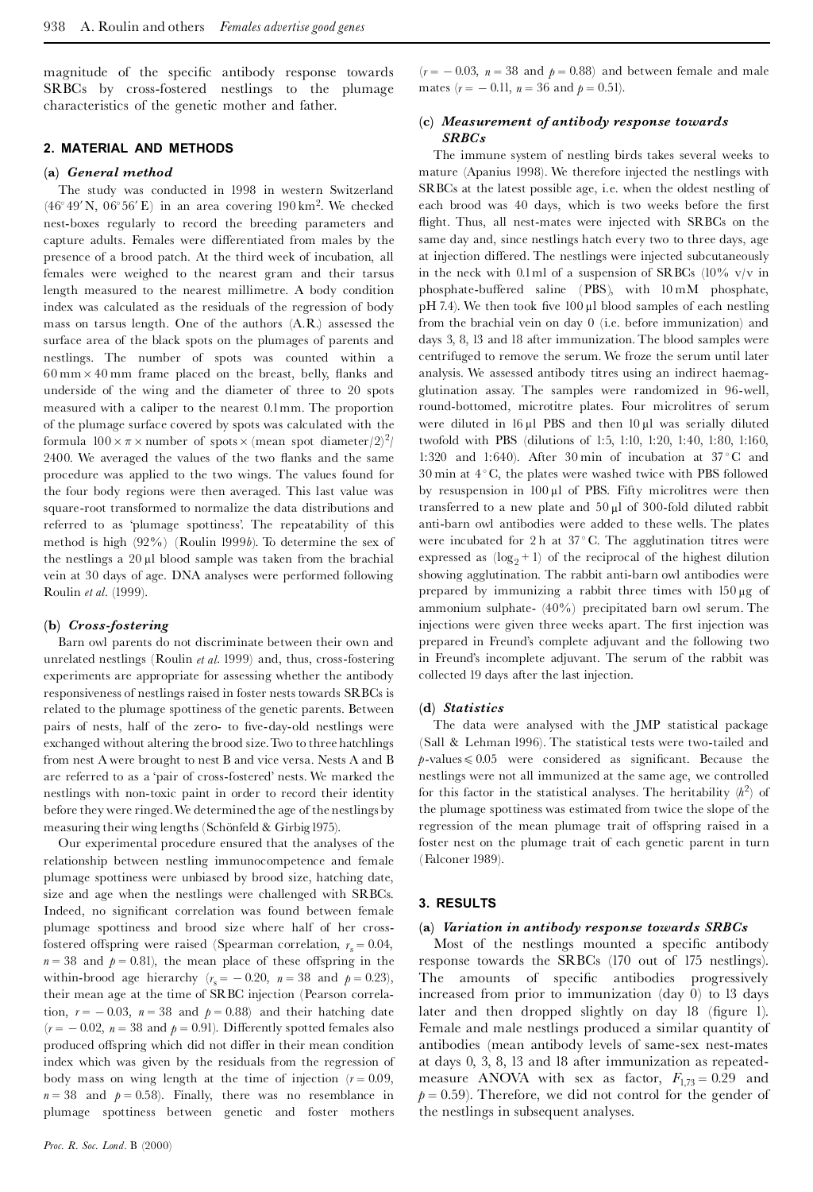magnitude of the specific antibody response towards SRBCs by cross-fostered nestlings to the plumage characteristics of the genetic mother and father.

## 2. MATERIAL AND METHODS

### (a) *General method*

The study was conducted in 1998 in western Switzerland (46°49′ N, 06°56′ E) in an area covering 190 km$^2$. We checked nest-boxes regularly to record the breeding parameters and capture adults. Females were differentiated from males by the presence of a brood patch. At the third week of incubation, all females were weighed to the nearest gram and their tarsus length measured to the nearest millimetre. A body condition index was calculated as the residuals of the regression of body mass on tarsus length. One of the authors (A.R.) assessed the surface area of the black spots on the plumages of parents and nestlings. The number of spots was counted within a 60 mm × 40 mm frame placed on the breast, belly, flanks and underside of the wing and the diameter of three to 20 spots measured with a caliper to the nearest 0.1 mm. The proportion of the plumage surface covered by spots was calculated with the formula $100 \times \pi \times \text{number of spots} \times (\text{mean spot diameter}/2)^2/2400$. We averaged the values of the two flanks and the same procedure was applied to the two wings. The values found for the four body regions were then averaged. This last value was square-root transformed to normalize the data distributions and referred to as 'plumage spottiness'. The repeatability of this method is high (92%) (Roulin 1999*b*). To determine the sex of the nestlings a 20 μl blood sample was taken from the brachial vein at 30 days of age. DNA analyses were performed following Roulin *et al*. (1999).

### (b) *Cross-fostering*

Barn owl parents do not discriminate between their own and unrelated nestlings (Roulin *et al*. 1999) and, thus, cross-fostering experiments are appropriate for assessing whether the antibody responsiveness of nestlings raised in foster nests towards SRBCs is related to the plumage spottiness of the genetic parents. Between pairs of nests, half of the zero- to five-day-old nestlings were exchanged without altering the brood size. Two to three hatchlings from nest A were brought to nest B and vice versa. Nests A and B are referred to as a 'pair of cross-fostered' nests. We marked the nestlings with non-toxic paint in order to record their identity before they were ringed. We determined the age of the nestlings by measuring their wing lengths (Schönfeld & Girbig 1975).

Our experimental procedure ensured that the analyses of the relationship between nestling immunocompetence and female plumage spottiness were unbiased by brood size, hatching date, size and age when the nestlings were challenged with SRBCs. Indeed, no significant correlation was found between female plumage spottiness and brood size where half of her cross-fostered offspring were raised (Spearman correlation, $r_s = 0.04$, $n = 38$ and $p = 0.81$), the mean place of these offspring in the within-brood age hierarchy ($r_s = -0.20$, $n = 38$ and $p = 0.23$), their mean age at the time of SRBC injection (Pearson correlation, $r = -0.03$, $n = 38$ and $p = 0.88$) and their hatching date ($r = -0.02$, $n = 38$ and $p = 0.91$). Differently spotted females also produced offspring which did not differ in their mean condition index which was given by the residuals from the regression of body mass on wing length at the time of injection ($r = 0.09$, $n = 38$ and $p = 0.58$). Finally, there was no resemblance in plumage spottiness between genetic and foster mothers ($r = -0.03$, $n = 38$ and $p = 0.88$) and between female and male mates ($r = -0.11$, $n = 36$ and $p = 0.51$).

### (c) *Measurement of antibody response towards SRBCs*

The immune system of nestling birds takes several weeks to mature (Apanius 1998). We therefore injected the nestlings with SRBCs at the latest possible age, i.e. when the oldest nestling of each brood was 40 days, which is two weeks before the first flight. Thus, all nest-mates were injected with SRBCs on the same day and, since nestlings hatch every two to three days, age at injection differed. The nestlings were injected subcutaneously in the neck with 0.1 ml of a suspension of SRBCs (10% v/v in phosphate-buffered saline (PBS), with 10 mM phosphate, pH 7.4). We then took five 100 μl blood samples of each nestling from the brachial vein on day 0 (i.e. before immunization) and days 3, 8, 13 and 18 after immunization. The blood samples were centrifuged to remove the serum. We froze the serum until later analysis. We assessed antibody titres using an indirect haemagglutination assay. The samples were randomized in 96-well, round-bottomed, microtitre plates. Four microlitres of serum were diluted in 16 μl PBS and then 10 μl was serially diluted twofold with PBS (dilutions of 1:5, 1:10, 1:20, 1:40, 1:80, 1:160, 1:320 and 1:640). After 30 min of incubation at 37 °C and 30 min at 4 °C, the plates were washed twice with PBS followed by resuspension in 100 μl of PBS. Fifty microlitres were then transferred to a new plate and 50 μl of 300-fold diluted rabbit anti-barn owl antibodies were added to these wells. The plates were incubated for 2 h at 37 °C. The agglutination titres were expressed as $(\log_2 + 1)$ of the reciprocal of the highest dilution showing agglutination. The rabbit anti-barn owl antibodies were prepared by immunizing a rabbit three times with 150 μg of ammonium sulphate- (40%) precipitated barn owl serum. The injections were given three weeks apart. The first injection was prepared in Freund's complete adjuvant and the following two in Freund's incomplete adjuvant. The serum of the rabbit was collected 19 days after the last injection.

### (d) *Statistics*

The data were analysed with the JMP statistical package (Sall & Lehman 1996). The statistical tests were two-tailed and $p$-values ≤ 0.05 were considered as significant. Because the nestlings were not all immunized at the same age, we controlled for this factor in the statistical analyses. The heritability ($h^2$) of the plumage spottiness was estimated from twice the slope of the regression of the mean plumage trait of offspring raised in a foster nest on the plumage trait of each genetic parent in turn (Falconer 1989).

## 3. RESULTS

### (a) *Variation in antibody response towards SRBCs*

Most of the nestlings mounted a specific antibody response towards the SRBCs (170 out of 175 nestlings). The amounts of specific antibodies progressively increased from prior to immunization (day 0) to 13 days later and then dropped slightly on day 18 (figure 1). Female and male nestlings produced a similar quantity of antibodies (mean antibody levels of same-sex nest-mates at days 0, 3, 8, 13 and 18 after immunization as repeated-measure ANOVA with sex as factor, $F_{1,73} = 0.29$ and $p = 0.59$). Therefore, we did not control for the gender of the nestlings in subsequent analyses.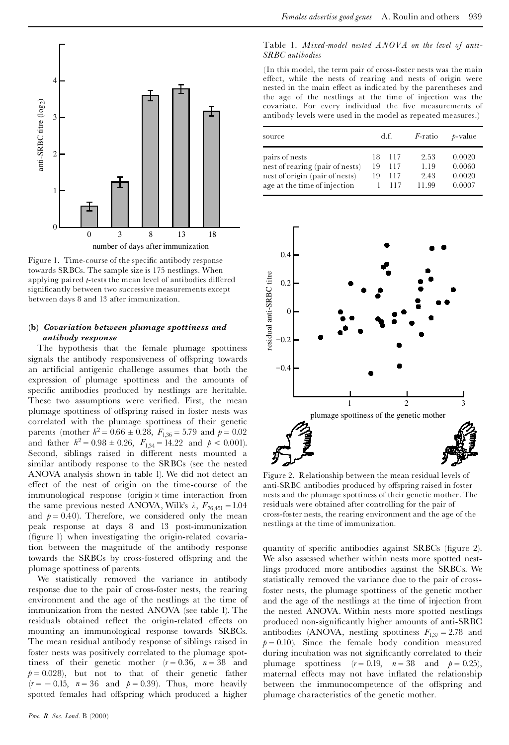Figure 1. Time-course of the specific antibody response towards SRBCs. The sample size is 175 nestlings. When applying paired *t*-tests the mean level of antibodies differed significantly between two successive measurements except between days 8 and 13 after immunization.

### (b) *Covariation between plumage spottiness and antibody response*

The hypothesis that the female plumage spottiness signals the antibody responsiveness of offspring towards an artificial antigenic challenge assumes that both the expression of plumage spottiness and the amounts of specific antibodies produced by nestlings are heritable. These two assumptions were verified. First, the mean plumage spottiness of offspring raised in foster nests was correlated with the plumage spottiness of their genetic parents (mother $h^2 = 0.66 \pm 0.28$, $F_{1,36} = 5.79$ and $p = 0.02$ and father $h^2 = 0.98 \pm 0.26$, $F_{1,34} = 14.22$ and $p < 0.001$). Second, siblings raised in different nests mounted a similar antibody response to the SRBCs (see the nested ANOVA shown in table 1). We did not detect an effect of the nest of origin on the time-course of the immunological response (origin × time interaction from the same previous nested ANOVA, Wilk's $\lambda$, $F_{76,451} = 1.04$ and $p = 0.40$). Therefore, we considered only the mean peak response at days 8 and 13 post-immunization (figure 1) when investigating the origin-related covariation between the magnitude of the antibody response towards the SRBCs by cross-fostered offspring and the plumage spottiness of parents.

We statistically removed the variance in antibody response due to the pair of cross-foster nests, the rearing environment and the age of the nestlings at the time of immunization from the nested ANOVA (see table 1). The residuals obtained reflect the origin-related effects on mounting an immunological response towards SRBCs. The mean residual antibody response of siblings raised in foster nests was positively correlated to the plumage spottiness of their genetic mother ($r = 0.36$, $n = 38$ and $p = 0.028$), but not to that of their genetic father ($r = -0.15$, $n = 36$ and $p = 0.39$). Thus, more heavily spotted females had offspring which produced a higher quantity of specific antibodies against SRBCs (figure 2). We also assessed whether within nests more spotted nestlings produced more antibodies against the SRBCs. We statistically removed the variance due to the pair of cross-foster nests, the plumage spottiness of the genetic mother and the age of the nestlings at the time of injection from the nested ANOVA. Within nests more spotted nestlings produced non-significantly higher amounts of anti-SRBC antibodies (ANOVA, nestling spottiness $F_{1,37} = 2.78$ and $p = 0.10$). Since the female body condition measured during incubation was not significantly correlated to their plumage spottiness ($r = 0.19$, $n = 38$ and $p = 0.25$), maternal effects may not have inflated the relationship between the immunocompetence of the offspring and plumage characteristics of the genetic mother.

Table 1. *Mixed-model nested ANOVA on the level of anti-SRBC antibodies*

(In this model, the term pair of cross-foster nests was the main effect, while the nests of rearing and nests of origin were nested in the main effect as indicated by the parentheses and the age of the nestlings at the time of injection was the covariate. For every individual the five measurements of antibody levels were used in the model as repeated measures.)

| source | d.f. | | *F*-ratio | *p*-value |
|---|---|---|---|---|
| pairs of nests | 18 | 117 | 2.53 | 0.0020 |
| nest of rearing (pair of nests) | 19 | 117 | 1.19 | 0.0060 |
| nest of origin (pair of nests) | 19 | 117 | 2.43 | 0.0020 |
| age at the time of injection | 1 | 117 | 11.99 | 0.0007 |

Figure 2. Relationship between the mean residual levels of anti-SRBC antibodies produced by offspring raised in foster nests and the plumage spottiness of their genetic mother. The residuals were obtained after controlling for the pair of cross-foster nests, the rearing environment and the age of the nestlings at the time of immunization.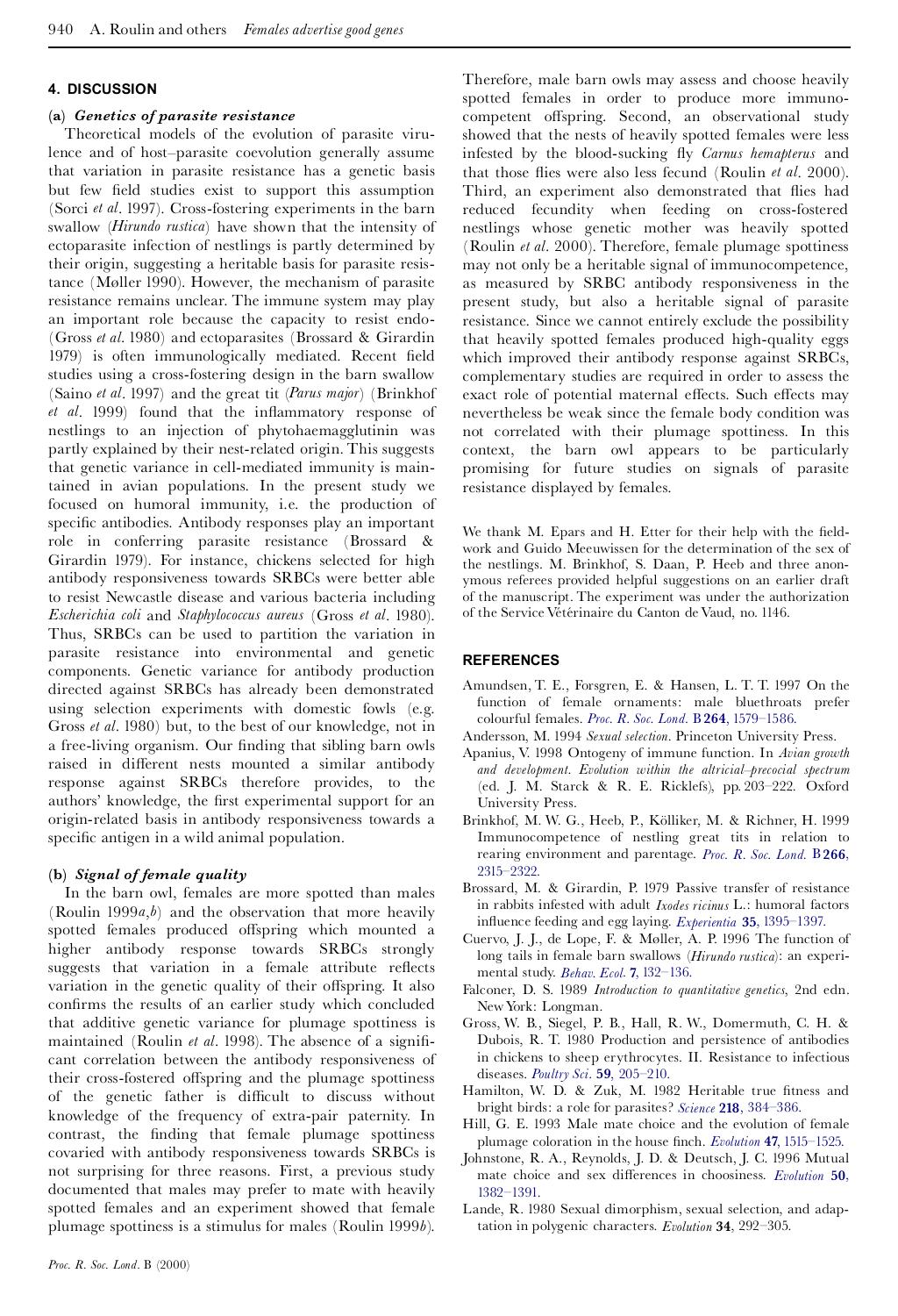## 4. DISCUSSION

### (a) *Genetics of parasite resistance*

Theoretical models of the evolution of parasite virulence and of host–parasite coevolution generally assume that variation in parasite resistance has a genetic basis but few field studies exist to support this assumption (Sorci *et al*. 1997). Cross-fostering experiments in the barn swallow (*Hirundo rustica*) have shown that the intensity of ectoparasite infection of nestlings is partly determined by their origin, suggesting a heritable basis for parasite resistance (Møller 1990). However, the mechanism of parasite resistance remains unclear. The immune system may play an important role because the capacity to resist endo- (Gross *et al*. 1980) and ectoparasites (Brossard & Girardin 1979) is often immunologically mediated. Recent field studies using a cross-fostering design in the barn swallow (Saino *et al*. 1997) and the great tit (*Parus major*) (Brinkhof *et al*. 1999) found that the inflammatory response of nestlings to an injection of phytohaemagglutinin was partly explained by their nest-related origin. This suggests that genetic variance in cell-mediated immunity is maintained in avian populations. In the present study we focused on humoral immunity, i.e. the production of specific antibodies. Antibody responses play an important role in conferring parasite resistance (Brossard & Girardin 1979). For instance, chickens selected for high antibody responsiveness towards SRBCs were better able to resist Newcastle disease and various bacteria including *Escherichia coli* and *Staphylococcus aureus* (Gross *et al*. 1980). Thus, SRBCs can be used to partition the variation in parasite resistance into environmental and genetic components. Genetic variance for antibody production directed against SRBCs has already been demonstrated using selection experiments with domestic fowls (e.g. Gross *et al*. 1980) but, to the best of our knowledge, not in a free-living organism. Our finding that sibling barn owls raised in different nests mounted a similar antibody response against SRBCs therefore provides, to the authors' knowledge, the first experimental support for an origin-related basis in antibody responsiveness towards a specific antigen in a wild animal population.

### (b) *Signal of female quality*

In the barn owl, females are more spotted than males (Roulin 1999*a*,*b*) and the observation that more heavily spotted females produced offspring which mounted a higher antibody response towards SRBCs strongly suggests that variation in a female attribute reflects variation in the genetic quality of their offspring. It also confirms the results of an earlier study which concluded that additive genetic variance for plumage spottiness is maintained (Roulin *et al*. 1998). The absence of a significant correlation between the antibody responsiveness of their cross-fostered offspring and the plumage spottiness of the genetic father is difficult to discuss without knowledge of the frequency of extra-pair paternity. In contrast, the finding that female plumage spottiness covaried with antibody responsiveness towards SRBCs is not surprising for three reasons. First, a previous study documented that males may prefer to mate with heavily spotted females and an experiment showed that female plumage spottiness is a stimulus for males (Roulin 1999*b*). Therefore, male barn owls may assess and choose heavily spotted females in order to produce more immunocompetent offspring. Second, an observational study showed that the nests of heavily spotted females were less infested by the blood-sucking fly *Carnus hemapterus* and that those flies were also less fecund (Roulin *et al*. 2000). Third, an experiment also demonstrated that flies had reduced fecundity when feeding on cross-fostered nestlings whose genetic mother was heavily spotted (Roulin *et al*. 2000). Therefore, female plumage spottiness may not only be a heritable signal of immunocompetence, as measured by SRBC antibody responsiveness in the present study, but also a heritable signal of parasite resistance. Since we cannot entirely exclude the possibility that heavily spotted females produced high-quality eggs which improved their antibody response against SRBCs, complementary studies are required in order to assess the exact role of potential maternal effects. Such effects may nevertheless be weak since the female body condition was not correlated with their plumage spottiness. In this context, the barn owl appears to be particularly promising for future studies on signals of parasite resistance displayed by females.

We thank M. Epars and H. Etter for their help with the fieldwork and Guido Meeuwissen for the determination of the sex of the nestlings. M. Brinkhof, S. Daan, P. Heeb and three anonymous referees provided helpful suggestions on an earlier draft of the manuscript. The experiment was under the authorization of the Service Vétérinaire du Canton de Vaud, no. 1146.

## REFERENCES

- Amundsen, T. E., Forsgren, E. & Hansen, L. T. T. 1997 On the function of female ornaments: male bluethroats prefer colourful females. *Proc. R. Soc. Lond.* B **264**, 1579–1586.
- Andersson, M. 1994 *Sexual selection*. Princeton University Press.
- Apanius, V. 1998 Ontogeny of immune function. In *Avian growth and development. Evolution within the altricial–precocial spectrum* (ed. J. M. Starck & R. E. Ricklefs), pp. 203–222. Oxford University Press.
- Brinkhof, M. W. G., Heeb, P., Kölliker, M. & Richner, H. 1999 Immunocompetence of nestling great tits in relation to rearing environment and parentage. *Proc. R. Soc. Lond.* B **266**, 2315–2322.
- Brossard, M. & Girardin, P. 1979 Passive transfer of resistance in rabbits infested with adult *Ixodes ricinus* L.: humoral factors influence feeding and egg laying. *Experientia* **35**, 1395–1397.
- Cuervo, J. J., de Lope, F. & Møller, A. P. 1996 The function of long tails in female barn swallows (*Hirundo rustica*): an experimental study. *Behav. Ecol.* **7**, 132–136.
- Falconer, D. S. 1989 *Introduction to quantitative genetics*, 2nd edn. New York: Longman.
- Gross, W. B., Siegel, P. B., Hall, R. W., Domermuth, C. H. & Dubois, R. T. 1980 Production and persistence of antibodies in chickens to sheep erythrocytes. II. Resistance to infectious diseases. *Poultry Sci.* **59**, 205–210.
- Hamilton, W. D. & Zuk, M. 1982 Heritable true fitness and bright birds: a role for parasites? *Science* **218**, 384–386.
- Hill, G. E. 1993 Male mate choice and the evolution of female plumage coloration in the house finch. *Evolution* **47**, 1515–1525.
- Johnstone, R. A., Reynolds, J. D. & Deutsch, J. C. 1996 Mutual mate choice and sex differences in choosiness. *Evolution* **50**, 1382–1391.
- Lande, R. 1980 Sexual dimorphism, sexual selection, and adaptation in polygenic characters. *Evolution* **34**, 292–305.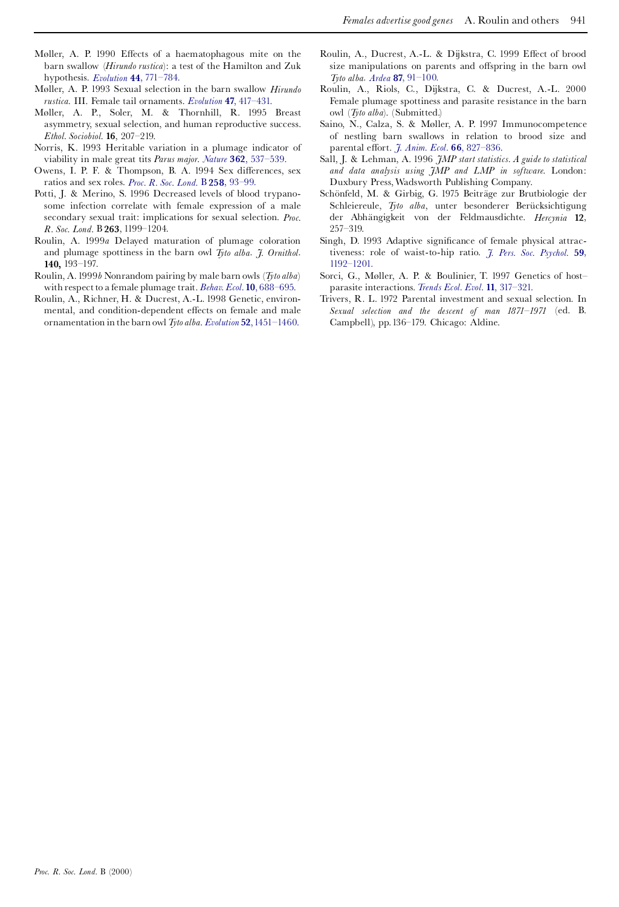Møller, A. P. 1990 Effects of a haematophagous mite on the barn swallow (*Hirundo rustica*): a test of the Hamilton and Zuk hypothesis. *Evolution* **44**, 771–784.

Møller, A. P. 1993 Sexual selection in the barn swallow *Hirundo rustica*. III. Female tail ornaments. *Evolution* **47**, 417–431.

Møller, A. P., Soler, M. & Thornhill, R. 1995 Breast asymmetry, sexual selection, and human reproductive success. *Ethol. Sociobiol.* **16**, 207–219.

Norris, K. 1993 Heritable variation in a plumage indicator of viability in male great tits *Parus major*. *Nature* **362**, 537–539.

Owens, I. P. F. & Thompson, B. A. 1994 Sex differences, sex ratios and sex roles. *Proc. R. Soc. Lond.* B **258**, 93–99.

Potti, J. & Merino, S. 1996 Decreased levels of blood trypanosome infection correlate with female expression of a male secondary sexual trait: implications for sexual selection. *Proc. R. Soc. Lond.* B **263**, 1199–1204.

Roulin, A. 1999*a* Delayed maturation of plumage coloration and plumage spottiness in the barn owl *Tyto alba*. *J. Ornithol.* **140,** 193–197.

Roulin, A. 1999*b* Nonrandom pairing by male barn owls (*Tyto alba*) with respect to a female plumage trait. *Behav. Ecol.* **10**, 688–695.

Roulin, A., Richner, H. & Ducrest, A.-L. 1998 Genetic, environmental, and condition-dependent effects on female and male ornamentation in the barn owl *Tyto alba*. *Evolution* **52**, 1451–1460.

Roulin, A., Ducrest, A.-L. & Dijkstra, C. 1999 Effect of brood size manipulations on parents and offspring in the barn owl *Tyto alba*. *Ardea* **87**, 91–100.

Roulin, A., Riols, C., Dijkstra, C. & Ducrest, A.-L. 2000 Female plumage spottiness and parasite resistance in the barn owl (*Tyto alba*). (Submitted.)

Saino, N., Calza, S. & Møller, A. P. 1997 Immunocompetence of nestling barn swallows in relation to brood size and parental effort. *J. Anim. Ecol.* **66**, 827–836.

Sall, J. & Lehman, A. 1996 *JMP start statistics. A guide to statistical and data analysis using JMP and LMP in software*. London: Duxbury Press, Wadsworth Publishing Company.

Schönfeld, M. & Girbig, G. 1975 Beiträge zur Brutbiologie der Schleiereule, *Tyto alba*, unter besonderer Berücksichtigung der Abhängigkeit von der Feldmausdichte. *Hercynia* **12**, 257–319.

Singh, D. 1993 Adaptive significance of female physical attractiveness: role of waist-to-hip ratio. *J. Pers. Soc. Psychol.* **59**, 1192–1201.

Sorci, G., Møller, A. P. & Boulinier, T. 1997 Genetics of host–parasite interactions. *Trends Ecol. Evol.* **11**, 317–321.

Trivers, R. L. 1972 Parental investment and sexual selection. In *Sexual selection and the descent of man 1871–1971* (ed. B. Campbell), pp. 136–179. Chicago: Aldine.